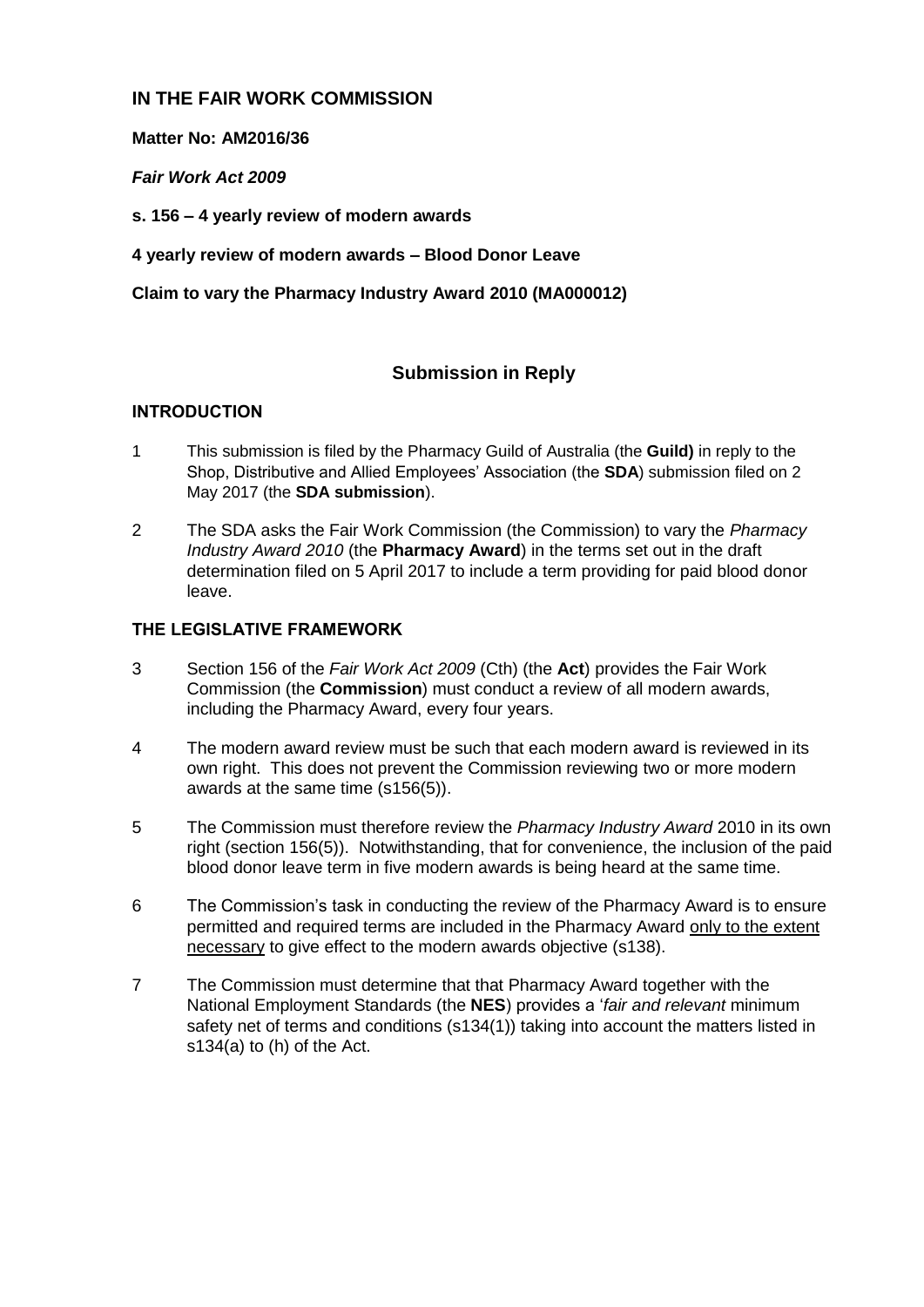## IN THE FAIR WORK COMMISSION

**Matter No: AM2016/36**

***Fair Work Act 2009***

**s. 156 – 4 yearly review of modern awards**

**4 yearly review of modern awards – Blood Donor Leave**

**Claim to vary the Pharmacy Industry Award 2010 (MA000012)**

### Submission in Reply

### INTRODUCTION

1 This submission is filed by the Pharmacy Guild of Australia (the **Guild)** in reply to the Shop, Distributive and Allied Employees' Association (the **SDA**) submission filed on 2 May 2017 (the **SDA submission**).

2 The SDA asks the Fair Work Commission (the Commission) to vary the *Pharmacy Industry Award 2010* (the **Pharmacy Award**) in the terms set out in the draft determination filed on 5 April 2017 to include a term providing for paid blood donor leave.

### THE LEGISLATIVE FRAMEWORK

3 Section 156 of the *Fair Work Act 2009* (Cth) (the **Act**) provides the Fair Work Commission (the **Commission**) must conduct a review of all modern awards, including the Pharmacy Award, every four years.

4 The modern award review must be such that each modern award is reviewed in its own right. This does not prevent the Commission reviewing two or more modern awards at the same time (s156(5)).

5 The Commission must therefore review the *Pharmacy Industry Award* 2010 in its own right (section 156(5)). Notwithstanding, that for convenience, the inclusion of the paid blood donor leave term in five modern awards is being heard at the same time.

6 The Commission's task in conducting the review of the Pharmacy Award is to ensure permitted and required terms are included in the Pharmacy Award <u>only to the extent necessary</u> to give effect to the modern awards objective (s138).

7 The Commission must determine that that Pharmacy Award together with the National Employment Standards (the **NES**) provides a '*fair and relevant* minimum safety net of terms and conditions (s134(1)) taking into account the matters listed in s134(a) to (h) of the Act.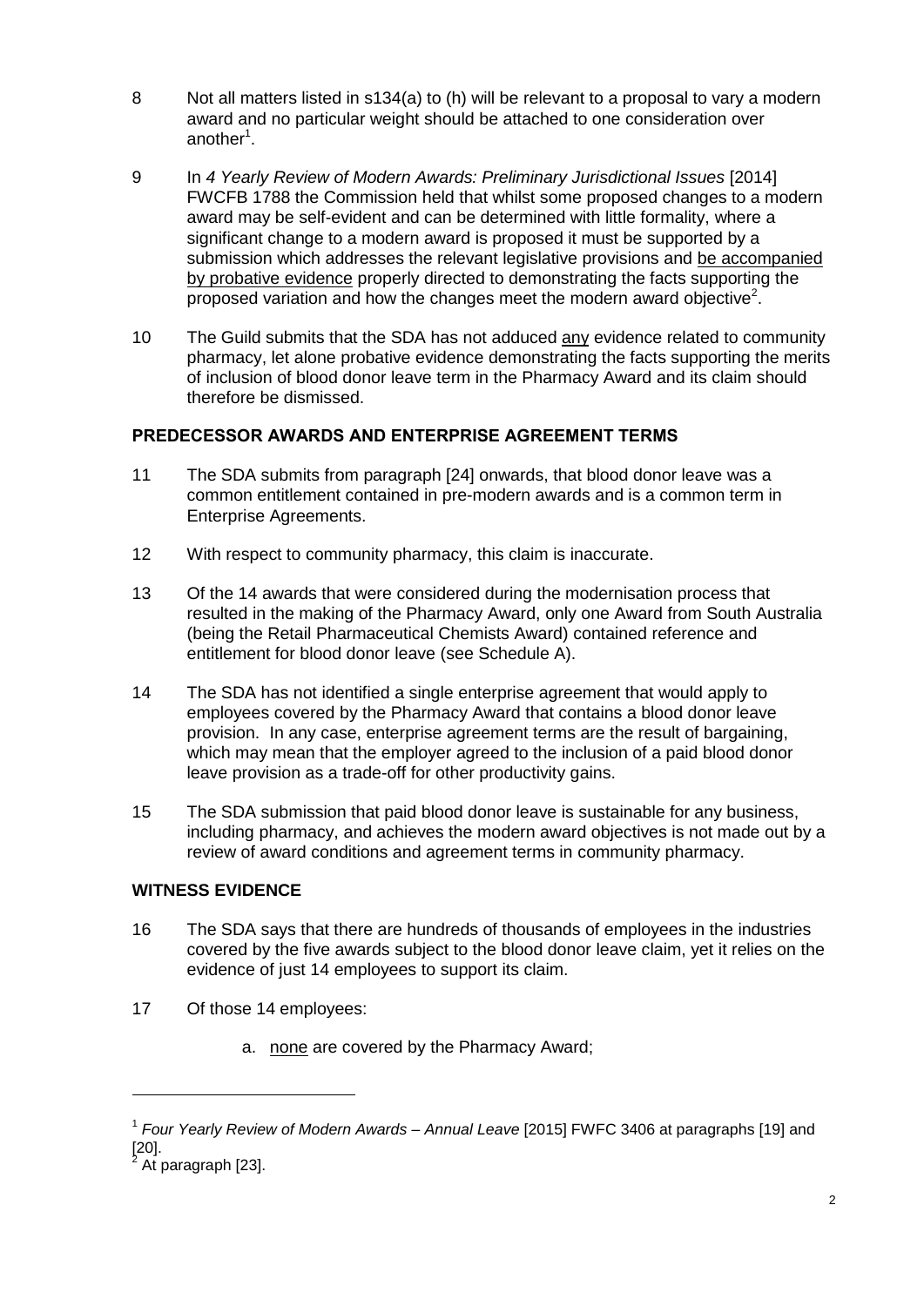8 Not all matters listed in s134(a) to (h) will be relevant to a proposal to vary a modern award and no particular weight should be attached to one consideration over another[1].

9 In *4 Yearly Review of Modern Awards: Preliminary Jurisdictional Issues* [2014] FWCFB 1788 the Commission held that whilst some proposed changes to a modern award may be self-evident and can be determined with little formality, where a significant change to a modern award is proposed it must be supported by a submission which addresses the relevant legislative provisions and <u>be accompanied by probative evidence</u> properly directed to demonstrating the facts supporting the proposed variation and how the changes meet the modern award objective[2].

10 The Guild submits that the SDA has not adduced <u>any</u> evidence related to community pharmacy, let alone probative evidence demonstrating the facts supporting the merits of inclusion of blood donor leave term in the Pharmacy Award and its claim should therefore be dismissed.

## PREDECESSOR AWARDS AND ENTERPRISE AGREEMENT TERMS

11 The SDA submits from paragraph [24] onwards, that blood donor leave was a common entitlement contained in pre-modern awards and is a common term in Enterprise Agreements.

12 With respect to community pharmacy, this claim is inaccurate.

13 Of the 14 awards that were considered during the modernisation process that resulted in the making of the Pharmacy Award, only one Award from South Australia (being the Retail Pharmaceutical Chemists Award) contained reference and entitlement for blood donor leave (see Schedule A).

14 The SDA has not identified a single enterprise agreement that would apply to employees covered by the Pharmacy Award that contains a blood donor leave provision. In any case, enterprise agreement terms are the result of bargaining, which may mean that the employer agreed to the inclusion of a paid blood donor leave provision as a trade-off for other productivity gains.

15 The SDA submission that paid blood donor leave is sustainable for any business, including pharmacy, and achieves the modern award objectives is not made out by a review of award conditions and agreement terms in community pharmacy.

## WITNESS EVIDENCE

16 The SDA says that there are hundreds of thousands of employees in the industries covered by the five awards subject to the blood donor leave claim, yet it relies on the evidence of just 14 employees to support its claim.

17 Of those 14 employees:

a. <u>none</u> are covered by the Pharmacy Award;

---

[1] *Four Yearly Review of Modern Awards – Annual Leave* [2015] FWFC 3406 at paragraphs [19] and [20].

[2] At paragraph [23].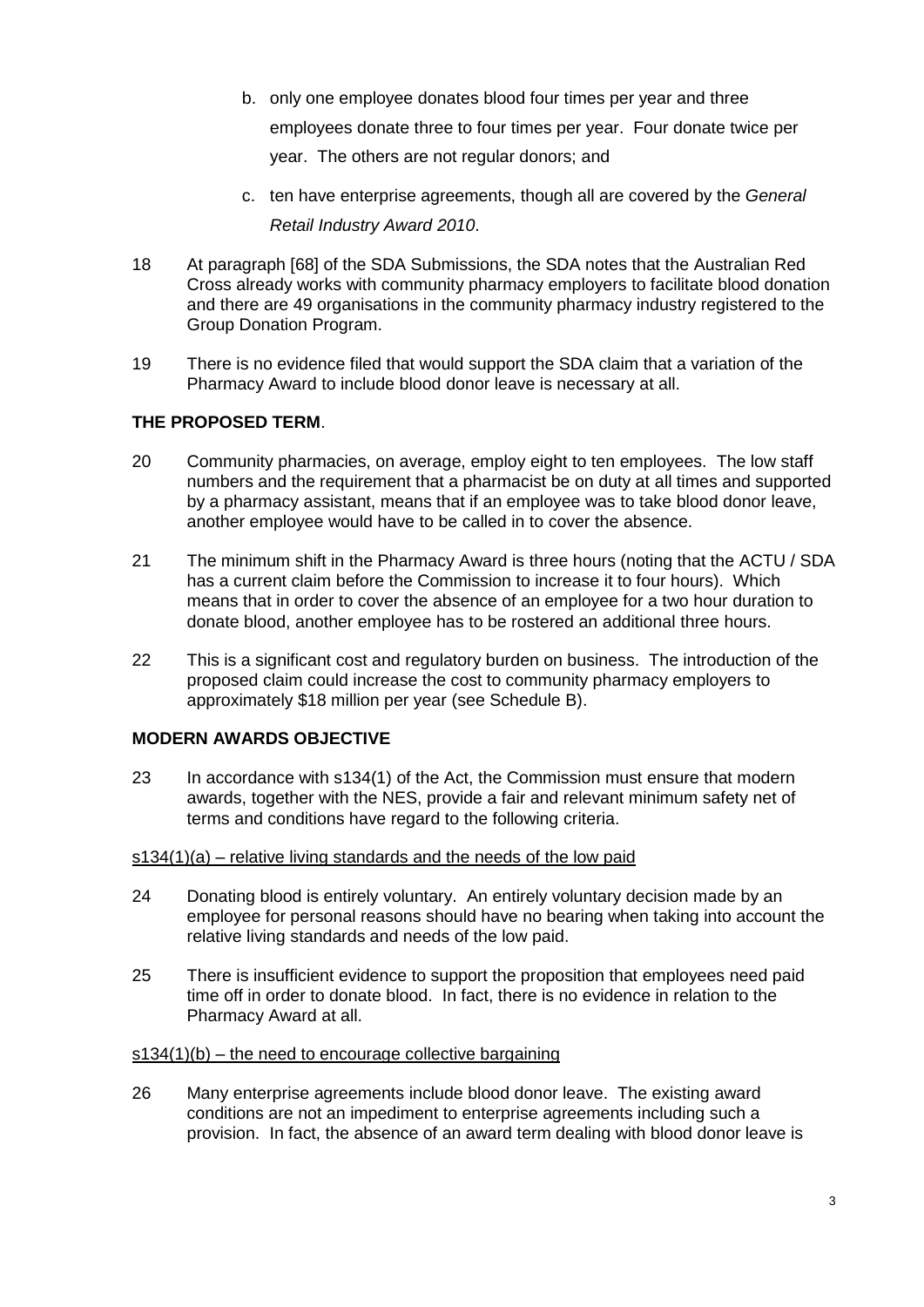b. only one employee donates blood four times per year and three employees donate three to four times per year. Four donate twice per year. The others are not regular donors; and

c. ten have enterprise agreements, though all are covered by the *General Retail Industry Award 2010*.

18 At paragraph [68] of the SDA Submissions, the SDA notes that the Australian Red Cross already works with community pharmacy employers to facilitate blood donation and there are 49 organisations in the community pharmacy industry registered to the Group Donation Program.

19 There is no evidence filed that would support the SDA claim that a variation of the Pharmacy Award to include blood donor leave is necessary at all.

**THE PROPOSED TERM**.

20 Community pharmacies, on average, employ eight to ten employees. The low staff numbers and the requirement that a pharmacist be on duty at all times and supported by a pharmacy assistant, means that if an employee was to take blood donor leave, another employee would have to be called in to cover the absence.

21 The minimum shift in the Pharmacy Award is three hours (noting that the ACTU / SDA has a current claim before the Commission to increase it to four hours). Which means that in order to cover the absence of an employee for a two hour duration to donate blood, another employee has to be rostered an additional three hours.

22 This is a significant cost and regulatory burden on business. The introduction of the proposed claim could increase the cost to community pharmacy employers to approximately $18 million per year (see Schedule B).

**MODERN AWARDS OBJECTIVE**

23 In accordance with s134(1) of the Act, the Commission must ensure that modern awards, together with the NES, provide a fair and relevant minimum safety net of terms and conditions have regard to the following criteria.

<u>s134(1)(a) – relative living standards and the needs of the low paid</u>

24 Donating blood is entirely voluntary. An entirely voluntary decision made by an employee for personal reasons should have no bearing when taking into account the relative living standards and needs of the low paid.

25 There is insufficient evidence to support the proposition that employees need paid time off in order to donate blood. In fact, there is no evidence in relation to the Pharmacy Award at all.

<u>s134(1)(b) – the need to encourage collective bargaining</u>

26 Many enterprise agreements include blood donor leave. The existing award conditions are not an impediment to enterprise agreements including such a provision. In fact, the absence of an award term dealing with blood donor leave is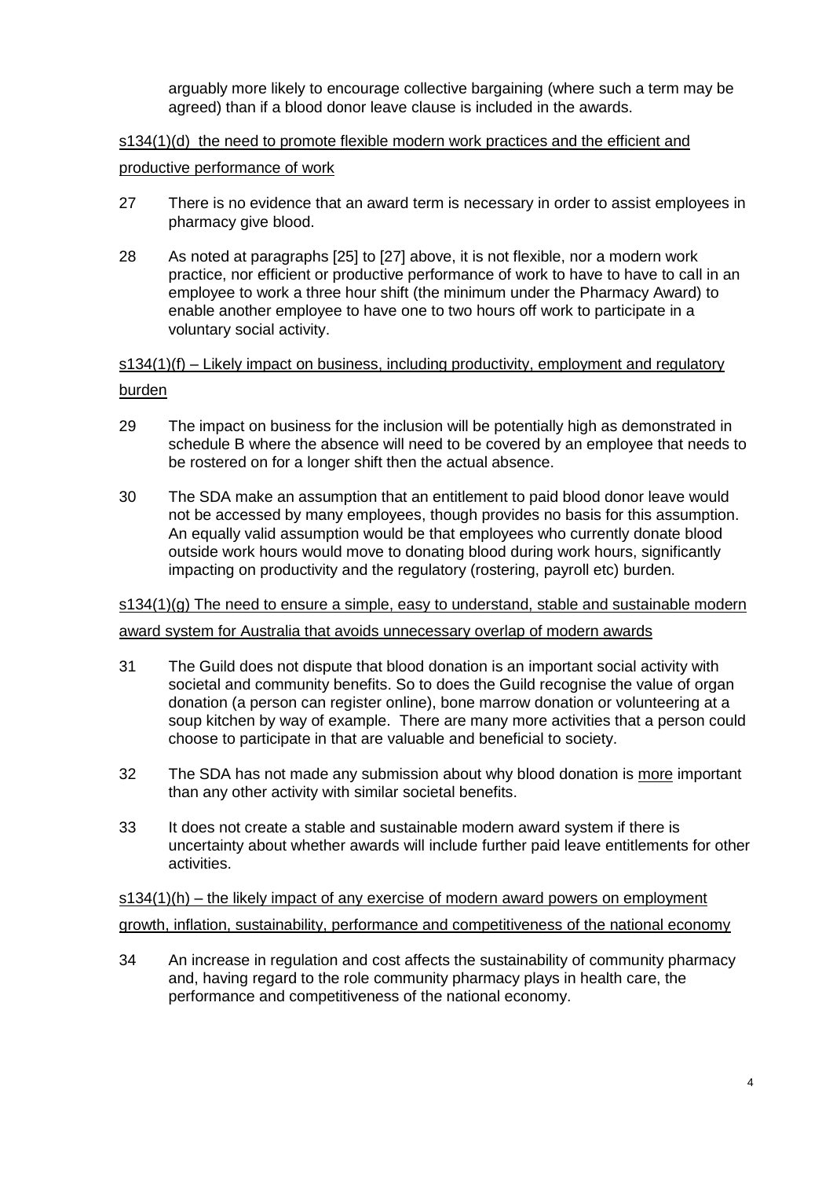arguably more likely to encourage collective bargaining (where such a term may be agreed) than if a blood donor leave clause is included in the awards.

<u>s134(1)(d) the need to promote flexible modern work practices and the efficient and productive performance of work</u>

27 There is no evidence that an award term is necessary in order to assist employees in pharmacy give blood.

28 As noted at paragraphs [25] to [27] above, it is not flexible, nor a modern work practice, nor efficient or productive performance of work to have to have to call in an employee to work a three hour shift (the minimum under the Pharmacy Award) to enable another employee to have one to two hours off work to participate in a voluntary social activity.

<u>s134(1)(f) – Likely impact on business, including productivity, employment and regulatory burden</u>

29 The impact on business for the inclusion will be potentially high as demonstrated in schedule B where the absence will need to be covered by an employee that needs to be rostered on for a longer shift then the actual absence.

30 The SDA make an assumption that an entitlement to paid blood donor leave would not be accessed by many employees, though provides no basis for this assumption. An equally valid assumption would be that employees who currently donate blood outside work hours would move to donating blood during work hours, significantly impacting on productivity and the regulatory (rostering, payroll etc) burden.

<u>s134(1)(g) The need to ensure a simple, easy to understand, stable and sustainable modern award system for Australia that avoids unnecessary overlap of modern awards</u>

31 The Guild does not dispute that blood donation is an important social activity with societal and community benefits. So to does the Guild recognise the value of organ donation (a person can register online), bone marrow donation or volunteering at a soup kitchen by way of example. There are many more activities that a person could choose to participate in that are valuable and beneficial to society.

32 The SDA has not made any submission about why blood donation is <u>more</u> important than any other activity with similar societal benefits.

33 It does not create a stable and sustainable modern award system if there is uncertainty about whether awards will include further paid leave entitlements for other activities.

<u>s134(1)(h) – the likely impact of any exercise of modern award powers on employment growth, inflation, sustainability, performance and competitiveness of the national economy</u>

34 An increase in regulation and cost affects the sustainability of community pharmacy and, having regard to the role community pharmacy plays in health care, the performance and competitiveness of the national economy.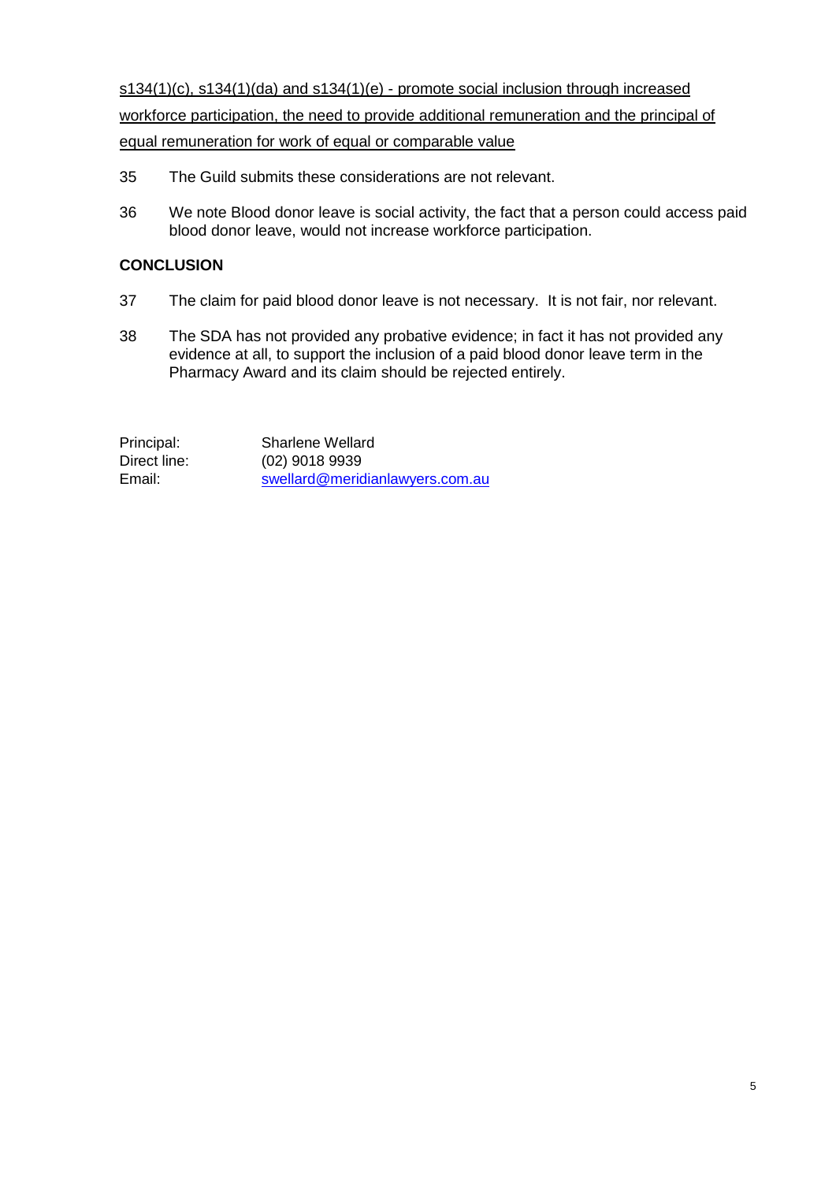<u>s134(1)(c), s134(1)(da) and s134(1)(e) - promote social inclusion through increased workforce participation, the need to provide additional remuneration and the principal of equal remuneration for work of equal or comparable value</u>

35 The Guild submits these considerations are not relevant.

36 We note Blood donor leave is social activity, the fact that a person could access paid blood donor leave, would not increase workforce participation.

## CONCLUSION

37 The claim for paid blood donor leave is not necessary. It is not fair, nor relevant.

38 The SDA has not provided any probative evidence; in fact it has not provided any evidence at all, to support the inclusion of a paid blood donor leave term in the Pharmacy Award and its claim should be rejected entirely.

| | |
|---|---|
| Principal: | Sharlene Wellard |
| Direct line: | (02) 9018 9939 |
| Email: | swellard@meridianlawyers.com.au |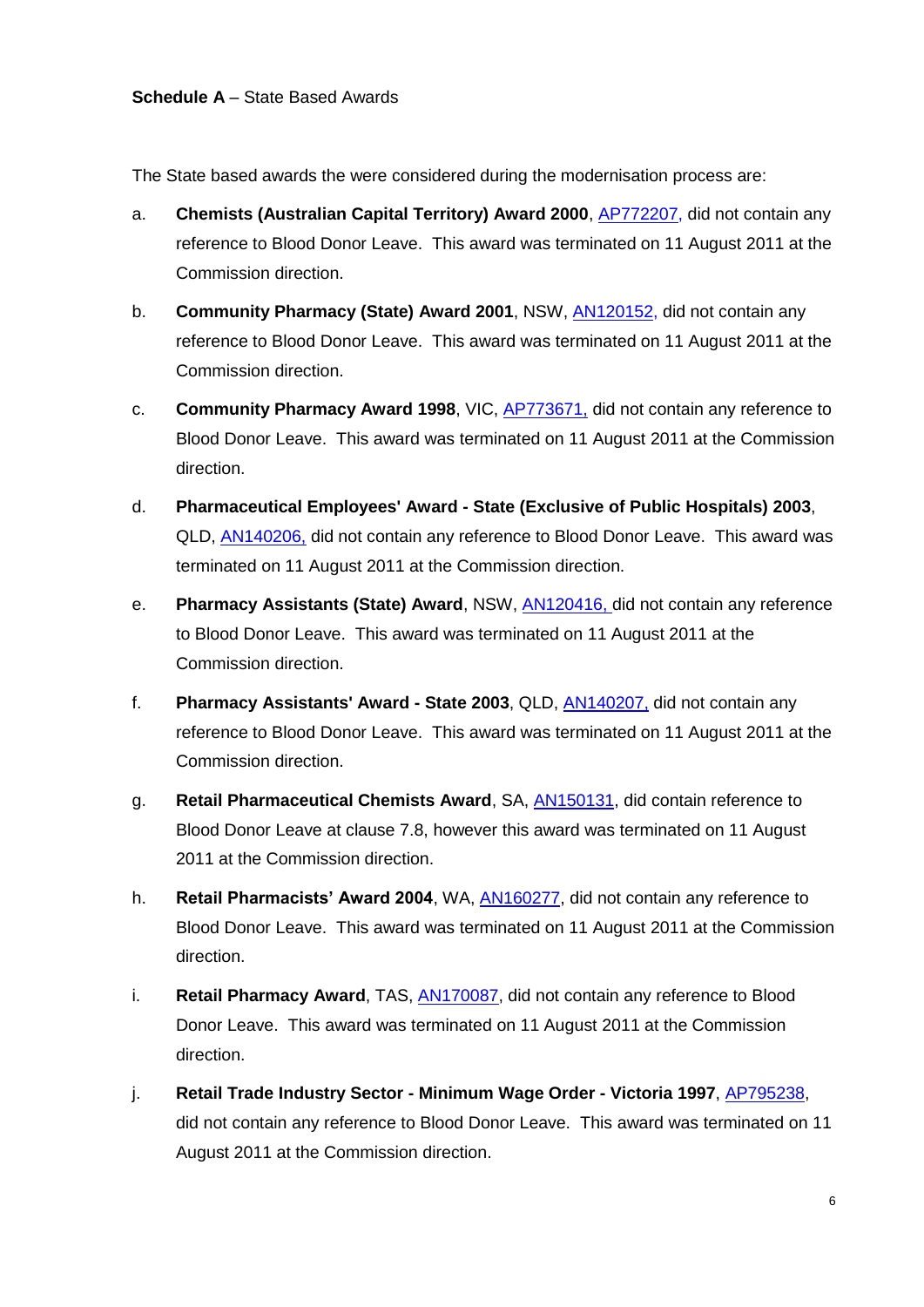**Schedule A** – State Based Awards

The State based awards the were considered during the modernisation process are:

a. **Chemists (Australian Capital Territory) Award 2000**, AP772207, did not contain any reference to Blood Donor Leave. This award was terminated on 11 August 2011 at the Commission direction.

b. **Community Pharmacy (State) Award 2001**, NSW, AN120152, did not contain any reference to Blood Donor Leave. This award was terminated on 11 August 2011 at the Commission direction.

c. **Community Pharmacy Award 1998**, VIC, AP773671, did not contain any reference to Blood Donor Leave. This award was terminated on 11 August 2011 at the Commission direction.

d. **Pharmaceutical Employees' Award - State (Exclusive of Public Hospitals) 2003**, QLD, AN140206, did not contain any reference to Blood Donor Leave. This award was terminated on 11 August 2011 at the Commission direction.

e. **Pharmacy Assistants (State) Award**, NSW, AN120416, did not contain any reference to Blood Donor Leave. This award was terminated on 11 August 2011 at the Commission direction.

f. **Pharmacy Assistants' Award - State 2003**, QLD, AN140207, did not contain any reference to Blood Donor Leave. This award was terminated on 11 August 2011 at the Commission direction.

g. **Retail Pharmaceutical Chemists Award**, SA, AN150131, did contain reference to Blood Donor Leave at clause 7.8, however this award was terminated on 11 August 2011 at the Commission direction.

h. **Retail Pharmacists' Award 2004**, WA, AN160277, did not contain any reference to Blood Donor Leave. This award was terminated on 11 August 2011 at the Commission direction.

i. **Retail Pharmacy Award**, TAS, AN170087, did not contain any reference to Blood Donor Leave. This award was terminated on 11 August 2011 at the Commission direction.

j. **Retail Trade Industry Sector - Minimum Wage Order - Victoria 1997**, AP795238, did not contain any reference to Blood Donor Leave. This award was terminated on 11 August 2011 at the Commission direction.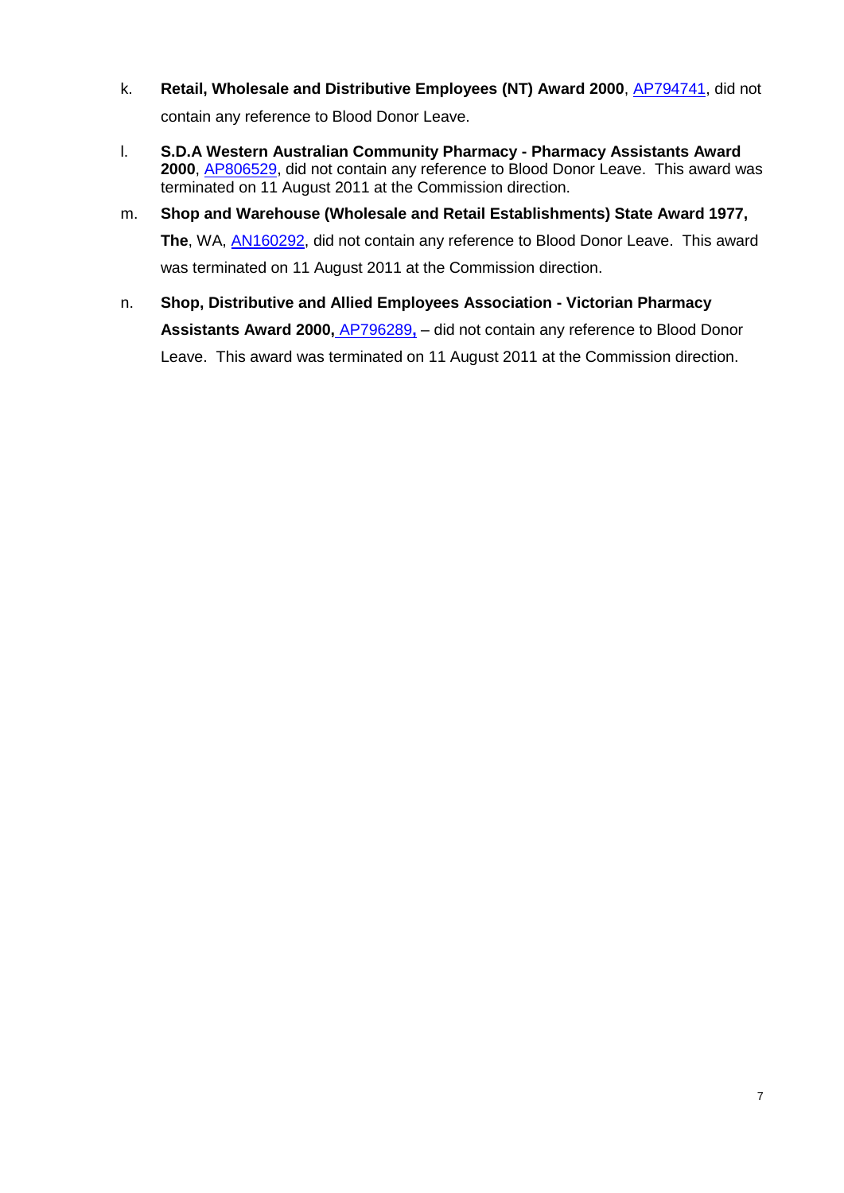k. **Retail, Wholesale and Distributive Employees (NT) Award 2000**, AP794741, did not contain any reference to Blood Donor Leave.

l. **S.D.A Western Australian Community Pharmacy - Pharmacy Assistants Award 2000**, AP806529, did not contain any reference to Blood Donor Leave. This award was terminated on 11 August 2011 at the Commission direction.

m. **Shop and Warehouse (Wholesale and Retail Establishments) State Award 1977, The**, WA, AN160292, did not contain any reference to Blood Donor Leave. This award was terminated on 11 August 2011 at the Commission direction.

n. **Shop, Distributive and Allied Employees Association - Victorian Pharmacy Assistants Award 2000,** AP796289**,** – did not contain any reference to Blood Donor Leave. This award was terminated on 11 August 2011 at the Commission direction.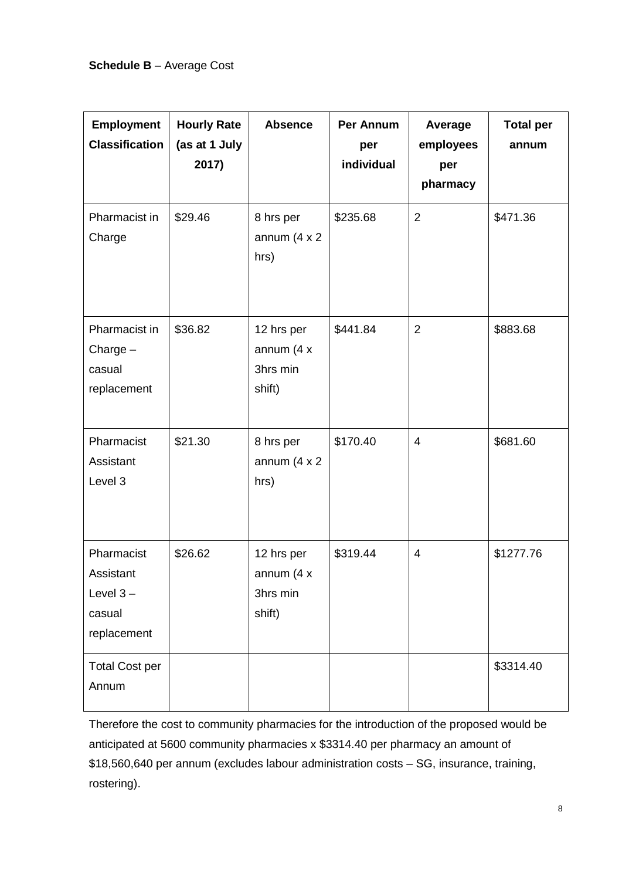**Schedule B** – Average Cost

| Employment Classification | Hourly Rate (as at 1 July 2017) | Absence | Per Annum per individual | Average employees per pharmacy | Total per annum |
|---|---|---|---|---|---|
| Pharmacist in Charge | $29.46 | 8 hrs per annum (4 x 2 hrs) | $235.68 | 2 | $471.36 |
| Pharmacist in Charge – casual replacement | $36.82 | 12 hrs per annum (4 x 3hrs min shift) | $441.84 | 2 | $883.68 |
| Pharmacist Assistant Level 3 | $21.30 | 8 hrs per annum (4 x 2 hrs) | $170.40 | 4 | $681.60 |
| Pharmacist Assistant Level 3 – casual replacement | $26.62 | 12 hrs per annum (4 x 3hrs min shift) | $319.44 | 4 | $1277.76 |
| Total Cost per Annum | | | | | $3314.40 |

Therefore the cost to community pharmacies for the introduction of the proposed would be anticipated at 5600 community pharmacies x $3314.40 per pharmacy an amount of $18,560,640 per annum (excludes labour administration costs – SG, insurance, training, rostering).